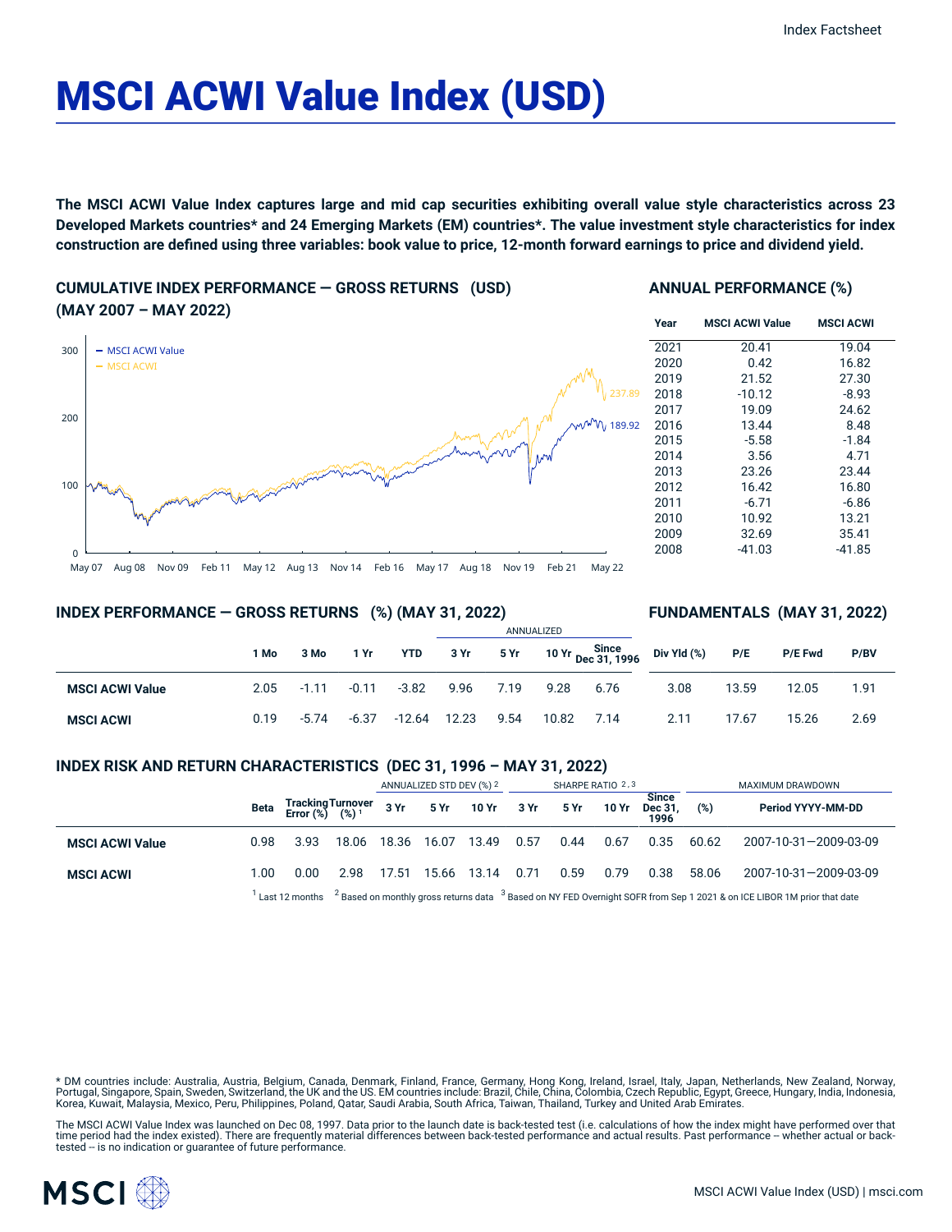# MSCI ACWI Value Index (USD)

**The MSCI ACWI Value Index captures large and mid cap securities exhibiting overall value style characteristics across 23 Developed Markets countries* and 24 Emerging Markets (EM) countries*. The value investment style characteristics for index construction are defined using three variables: book value to price, 12-month forward earnings to price and dividend yield.**

## CUMULATIVE INDEX PERFORMANCE — GROSS RETURNS (USD) (MAY 2007 – MAY 2022)

- MSCI ACWI Value: 189.92
- MSCI ACWI: 237.89

## ANNUAL PERFORMANCE (%)

| Year | MSCI ACWI Value | MSCI ACWI |
|---|---|---|
| 2021 | 20.41 | 19.04 |
| 2020 | 0.42 | 16.82 |
| 2019 | 21.52 | 27.30 |
| 2018 | -10.12 | -8.93 |
| 2017 | 19.09 | 24.62 |
| 2016 | 13.44 | 8.48 |
| 2015 | -5.58 | -1.84 |
| 2014 | 3.56 | 4.71 |
| 2013 | 23.26 | 23.44 |
| 2012 | 16.42 | 16.80 |
| 2011 | -6.71 | -6.86 |
| 2010 | 10.92 | 13.21 |
| 2009 | 32.69 | 35.41 |
| 2008 | -41.03 | -41.85 |

## INDEX PERFORMANCE — GROSS RETURNS (%) (MAY 31, 2022)

## FUNDAMENTALS (MAY 31, 2022)

| | 1 Mo | 3 Mo | 1 Yr | YTD | ANNUALIZED 3 Yr | 5 Yr | 10 Yr | Since Dec 31, 1996 | Div Yld (%) | P/E | P/E Fwd | P/BV |
|---|---|---|---|---|---|---|---|---|---|---|---|---|
| **MSCI ACWI Value** | 2.05 | -1.11 | -0.11 | -3.82 | 9.96 | 7.19 | 9.28 | 6.76 | 3.08 | 13.59 | 12.05 | 1.91 |
| **MSCI ACWI** | 0.19 | -5.74 | -6.37 | -12.64 | 12.23 | 9.54 | 10.82 | 7.14 | 2.11 | 17.67 | 15.26 | 2.69 |

## INDEX RISK AND RETURN CHARACTERISTICS (DEC 31, 1996 – MAY 31, 2022)

| | | | | ANNUALIZED STD DEV (%) [2] | | | SHARPE RATIO [2,3] | | | | MAXIMUM DRAWDOWN | |
|---|---|---|---|---|---|---|---|---|---|---|---|---|
| | Beta | Tracking Error (%) | Turnover (%) [1] | 3 Yr | 5 Yr | 10 Yr | 3 Yr | 5 Yr | 10 Yr | Since Dec 31, 1996 | (%) | Period YYYY-MM-DD |
| **MSCI ACWI Value** | 0.98 | 3.93 | 18.06 | 18.36 | 16.07 | 13.49 | 0.57 | 0.44 | 0.67 | 0.35 | 60.62 | 2007-10-31—2009-03-09 |
| **MSCI ACWI** | 1.00 | 0.00 | 2.98 | 17.51 | 15.66 | 13.14 | 0.71 | 0.59 | 0.79 | 0.38 | 58.06 | 2007-10-31—2009-03-09 |

[1] Last 12 months [2] Based on monthly gross returns data [3] Based on NY FED Overnight SOFR from Sep 1 2021 & on ICE LIBOR 1M prior that date

* DM countries include: Australia, Austria, Belgium, Canada, Denmark, Finland, France, Germany, Hong Kong, Ireland, Israel, Italy, Japan, Netherlands, New Zealand, Norway, Portugal, Singapore, Spain, Sweden, Switzerland, the UK and the US. EM countries include: Brazil, Chile, China, Colombia, Czech Republic, Egypt, Greece, Hungary, India, Indonesia, Korea, Kuwait, Malaysia, Mexico, Peru, Philippines, Poland, Qatar, Saudi Arabia, South Africa, Taiwan, Thailand, Turkey and United Arab Emirates.

The MSCI ACWI Value Index was launched on Dec 08, 1997. Data prior to the launch date is back-tested test (i.e. calculations of how the index might have performed over that time period had the index existed). There are frequently material differences between back-tested performance and actual results. Past performance -- whether actual or back-tested -- is no indication or guarantee of future performance.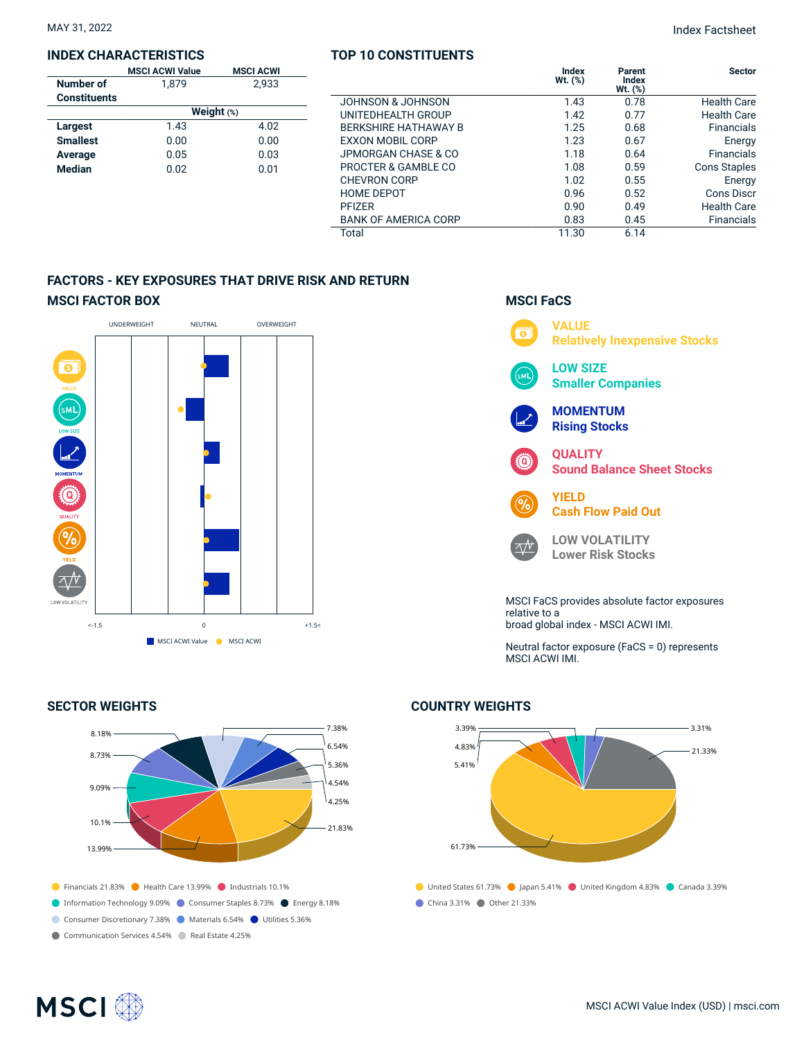MAY 31, 2022

Index Factsheet

## INDEX CHARACTERISTICS

| | MSCI ACWI Value | MSCI ACWI |
|---|---|---|
| **Number of Constituents** | 1,879 | 2,933 |
| | **Weight (%)** | |
| **Largest** | 1.43 | 4.02 |
| **Smallest** | 0.00 | 0.00 |
| **Average** | 0.05 | 0.03 |
| **Median** | 0.02 | 0.01 |

## TOP 10 CONSTITUENTS

| | Index Wt. (%) | Parent Index Wt. (%) | Sector |
|---|---|---|---|
| JOHNSON & JOHNSON | 1.43 | 0.78 | Health Care |
| UNITEDHEALTH GROUP | 1.42 | 0.77 | Health Care |
| BERKSHIRE HATHAWAY B | 1.25 | 0.68 | Financials |
| EXXON MOBIL CORP | 1.23 | 0.67 | Energy |
| JPMORGAN CHASE & CO | 1.18 | 0.64 | Financials |
| PROCTER & GAMBLE CO | 1.08 | 0.59 | Cons Staples |
| CHEVRON CORP | 1.02 | 0.55 | Energy |
| HOME DEPOT | 0.96 | 0.52 | Cons Discr |
| PFIZER | 0.90 | 0.49 | Health Care |
| BANK OF AMERICA CORP | 0.83 | 0.45 | Financials |
| Total | 11.30 | 6.14 | |

## FACTORS - KEY EXPOSURES THAT DRIVE RISK AND RETURN

### MSCI FACTOR BOX

UNDERWEIGHT NEUTRAL OVERWEIGHT

VALUE, LOW SIZE, MOMENTUM, QUALITY, YIELD, LOW VOLATILITY

<-1.5 0 +1.5<

MSCI ACWI Value ● MSCI ACWI

### MSCI FaCS

**VALUE**
Relatively Inexpensive Stocks

**LOW SIZE**
Smaller Companies

**MOMENTUM**
Rising Stocks

**QUALITY**
Sound Balance Sheet Stocks

**YIELD**
Cash Flow Paid Out

**LOW VOLATILITY**
Lower Risk Stocks

MSCI FaCS provides absolute factor exposures relative to a broad global index - MSCI ACWI IMI.

Neutral factor exposure (FaCS = 0) represents MSCI ACWI IMI.

## SECTOR WEIGHTS

Financials 21.83%, Health Care 13.99%, Industrials 10.1%, Information Technology 9.09%, Consumer Staples 8.73%, Energy 8.18%, Consumer Discretionary 7.38%, Materials 6.54%, Utilities 5.36%, Communication Services 4.54%, Real Estate 4.25%

## COUNTRY WEIGHTS

United States 61.73%, Japan 5.41%, United Kingdom 4.83%, Canada 3.39%, China 3.31%, Other 21.33%

MSCI ACWI Value Index (USD) | msci.com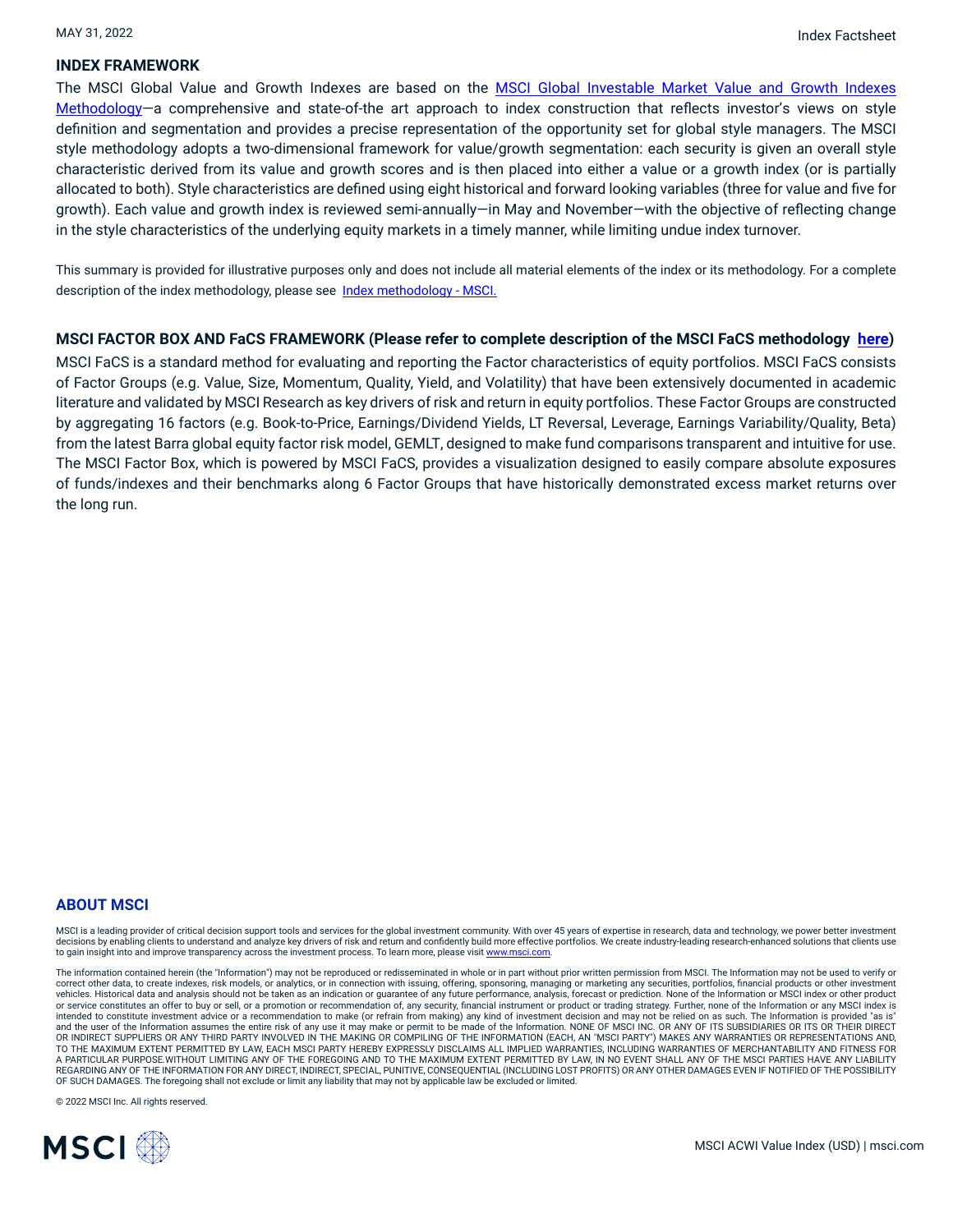## INDEX FRAMEWORK

The MSCI Global Value and Growth Indexes are based on the [MSCI Global Investable Market Value and Growth Indexes Methodology]—a comprehensive and state-of-the art approach to index construction that reflects investor's views on style definition and segmentation and provides a precise representation of the opportunity set for global style managers. The MSCI style methodology adopts a two-dimensional framework for value/growth segmentation: each security is given an overall style characteristic derived from its value and growth scores and is then placed into either a value or a growth index (or is partially allocated to both). Style characteristics are defined using eight historical and forward looking variables (three for value and five for growth). Each value and growth index is reviewed semi-annually—in May and November—with the objective of reflecting change in the style characteristics of the underlying equity markets in a timely manner, while limiting undue index turnover.

This summary is provided for illustrative purposes only and does not include all material elements of the index or its methodology. For a complete description of the index methodology, please see Index methodology - MSCI.

## MSCI FACTOR BOX AND FaCS FRAMEWORK (Please refer to complete description of the MSCI FaCS methodology here)

MSCI FaCS is a standard method for evaluating and reporting the Factor characteristics of equity portfolios. MSCI FaCS consists of Factor Groups (e.g. Value, Size, Momentum, Quality, Yield, and Volatility) that have been extensively documented in academic literature and validated by MSCI Research as key drivers of risk and return in equity portfolios. These Factor Groups are constructed by aggregating 16 factors (e.g. Book-to-Price, Earnings/Dividend Yields, LT Reversal, Leverage, Earnings Variability/Quality, Beta) from the latest Barra global equity factor risk model, GEMLT, designed to make fund comparisons transparent and intuitive for use. The MSCI Factor Box, which is powered by MSCI FaCS, provides a visualization designed to easily compare absolute exposures of funds/indexes and their benchmarks along 6 Factor Groups that have historically demonstrated excess market returns over the long run.

## ABOUT MSCI

MSCI is a leading provider of critical decision support tools and services for the global investment community. With over 45 years of expertise in research, data and technology, we power better investment decisions by enabling clients to understand and analyze key drivers of risk and return and confidently build more effective portfolios. We create industry-leading research-enhanced solutions that clients use to gain insight into and improve transparency across the investment process. To learn more, please visit www.msci.com.

The information contained herein (the "Information") may not be reproduced or redisseminated in whole or in part without prior written permission from MSCI. The Information may not be used to verify or correct other data, to create indexes, risk models, or analytics, or in connection with issuing, offering, sponsoring, managing or marketing any securities, portfolios, financial products or other investment vehicles. Historical data and analysis should not be taken as an indication or guarantee of any future performance, analysis, forecast or prediction. None of the Information or MSCI index or other product or service constitutes an offer to buy or sell, or a promotion or recommendation of, any security, financial instrument or product or trading strategy. Further, none of the Information or any MSCI index is intended to constitute investment advice or a recommendation to make (or refrain from making) any kind of investment decision and may not be relied on as such. The Information is provided "as is" and the user of the Information assumes the entire risk of any use it may make or permit to be made of the Information. NONE OF MSCI INC. OR ANY OF ITS SUBSIDIARIES OR ITS OR THEIR DIRECT OR INDIRECT SUPPLIERS OR ANY THIRD PARTY INVOLVED IN THE MAKING OR COMPILING OF THE INFORMATION (EACH, AN "MSCI PARTY") MAKES ANY WARRANTIES OR REPRESENTATIONS AND, TO THE MAXIMUM EXTENT PERMITTED BY LAW, EACH MSCI PARTY HEREBY EXPRESSLY DISCLAIMS ALL IMPLIED WARRANTIES, INCLUDING WARRANTIES OF MERCHANTABILITY AND FITNESS FOR A PARTICULAR PURPOSE.WITHOUT LIMITING ANY OF THE FOREGOING AND TO THE MAXIMUM EXTENT PERMITTED BY LAW, IN NO EVENT SHALL ANY OF THE MSCI PARTIES HAVE ANY LIABILITY REGARDING ANY OF THE INFORMATION FOR ANY DIRECT, INDIRECT, SPECIAL, PUNITIVE, CONSEQUENTIAL (INCLUDING LOST PROFITS) OR ANY OTHER DAMAGES EVEN IF NOTIFIED OF THE POSSIBILITY OF SUCH DAMAGES. The foregoing shall not exclude or limit any liability that may not by applicable law be excluded or limited.

© 2022 MSCI Inc. All rights reserved.